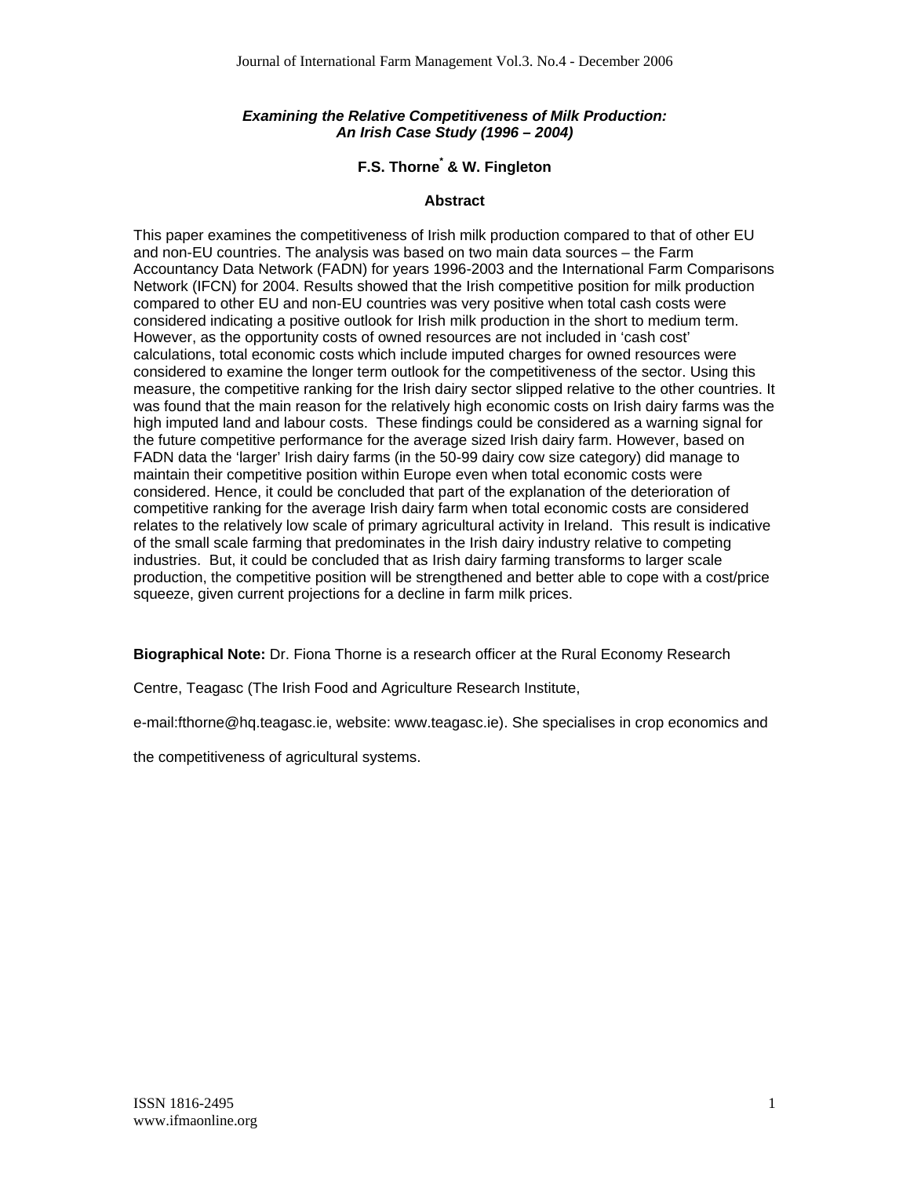***Examining the Relative Competitiveness of Milk Production: An Irish Case Study (1996 – 2004)***

**F.S. Thorne[*] & W. Fingleton**

**Abstract**

This paper examines the competitiveness of Irish milk production compared to that of other EU and non-EU countries. The analysis was based on two main data sources – the Farm Accountancy Data Network (FADN) for years 1996-2003 and the International Farm Comparisons Network (IFCN) for 2004. Results showed that the Irish competitive position for milk production compared to other EU and non-EU countries was very positive when total cash costs were considered indicating a positive outlook for Irish milk production in the short to medium term. However, as the opportunity costs of owned resources are not included in 'cash cost' calculations, total economic costs which include imputed charges for owned resources were considered to examine the longer term outlook for the competitiveness of the sector. Using this measure, the competitive ranking for the Irish dairy sector slipped relative to the other countries. It was found that the main reason for the relatively high economic costs on Irish dairy farms was the high imputed land and labour costs. These findings could be considered as a warning signal for the future competitive performance for the average sized Irish dairy farm. However, based on FADN data the 'larger' Irish dairy farms (in the 50-99 dairy cow size category) did manage to maintain their competitive position within Europe even when total economic costs were considered. Hence, it could be concluded that part of the explanation of the deterioration of competitive ranking for the average Irish dairy farm when total economic costs are considered relates to the relatively low scale of primary agricultural activity in Ireland. This result is indicative of the small scale farming that predominates in the Irish dairy industry relative to competing industries. But, it could be concluded that as Irish dairy farming transforms to larger scale production, the competitive position will be strengthened and better able to cope with a cost/price squeeze, given current projections for a decline in farm milk prices.

**Biographical Note:** Dr. Fiona Thorne is a research officer at the Rural Economy Research Centre, Teagasc (The Irish Food and Agriculture Research Institute, e-mail:fthorne@hq.teagasc.ie, website: www.teagasc.ie). She specialises in crop economics and the competitiveness of agricultural systems.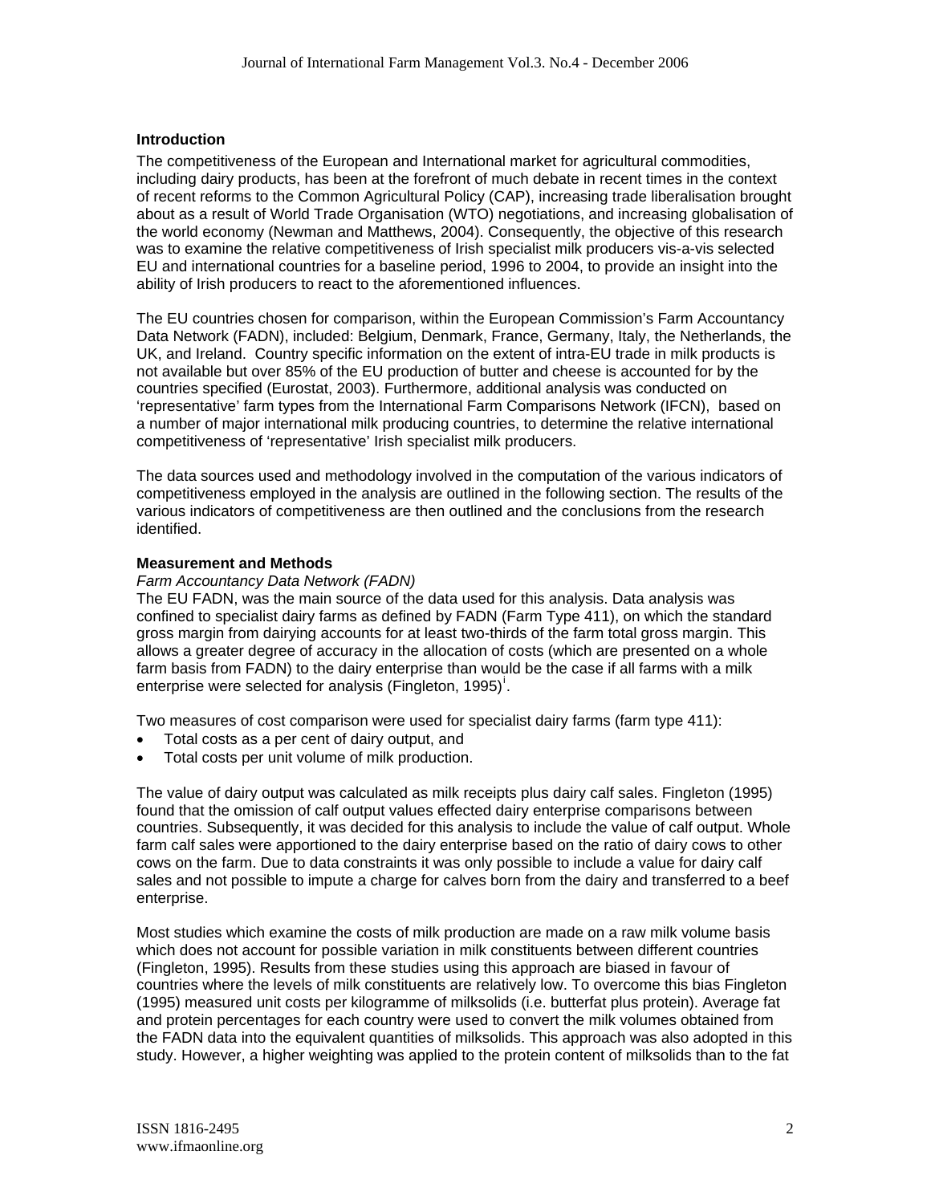### Introduction

The competitiveness of the European and International market for agricultural commodities, including dairy products, has been at the forefront of much debate in recent times in the context of recent reforms to the Common Agricultural Policy (CAP), increasing trade liberalisation brought about as a result of World Trade Organisation (WTO) negotiations, and increasing globalisation of the world economy (Newman and Matthews, 2004). Consequently, the objective of this research was to examine the relative competitiveness of Irish specialist milk producers vis-a-vis selected EU and international countries for a baseline period, 1996 to 2004, to provide an insight into the ability of Irish producers to react to the aforementioned influences.

The EU countries chosen for comparison, within the European Commission's Farm Accountancy Data Network (FADN), included: Belgium, Denmark, France, Germany, Italy, the Netherlands, the UK, and Ireland. Country specific information on the extent of intra-EU trade in milk products is not available but over 85% of the EU production of butter and cheese is accounted for by the countries specified (Eurostat, 2003). Furthermore, additional analysis was conducted on 'representative' farm types from the International Farm Comparisons Network (IFCN), based on a number of major international milk producing countries, to determine the relative international competitiveness of 'representative' Irish specialist milk producers.

The data sources used and methodology involved in the computation of the various indicators of competitiveness employed in the analysis are outlined in the following section. The results of the various indicators of competitiveness are then outlined and the conclusions from the research identified.

### Measurement and Methods

*Farm Accountancy Data Network (FADN)*

The EU FADN, was the main source of the data used for this analysis. Data analysis was confined to specialist dairy farms as defined by FADN (Farm Type 411), on which the standard gross margin from dairying accounts for at least two-thirds of the farm total gross margin. This allows a greater degree of accuracy in the allocation of costs (which are presented on a whole farm basis from FADN) to the dairy enterprise than would be the case if all farms with a milk enterprise were selected for analysis (Fingleton, 1995)[i].

Two measures of cost comparison were used for specialist dairy farms (farm type 411):

- Total costs as a per cent of dairy output, and
- Total costs per unit volume of milk production.

The value of dairy output was calculated as milk receipts plus dairy calf sales. Fingleton (1995) found that the omission of calf output values effected dairy enterprise comparisons between countries. Subsequently, it was decided for this analysis to include the value of calf output. Whole farm calf sales were apportioned to the dairy enterprise based on the ratio of dairy cows to other cows on the farm. Due to data constraints it was only possible to include a value for dairy calf sales and not possible to impute a charge for calves born from the dairy and transferred to a beef enterprise.

Most studies which examine the costs of milk production are made on a raw milk volume basis which does not account for possible variation in milk constituents between different countries (Fingleton, 1995). Results from these studies using this approach are biased in favour of countries where the levels of milk constituents are relatively low. To overcome this bias Fingleton (1995) measured unit costs per kilogramme of milksolids (i.e. butterfat plus protein). Average fat and protein percentages for each country were used to convert the milk volumes obtained from the FADN data into the equivalent quantities of milksolids. This approach was also adopted in this study. However, a higher weighting was applied to the protein content of milksolids than to the fat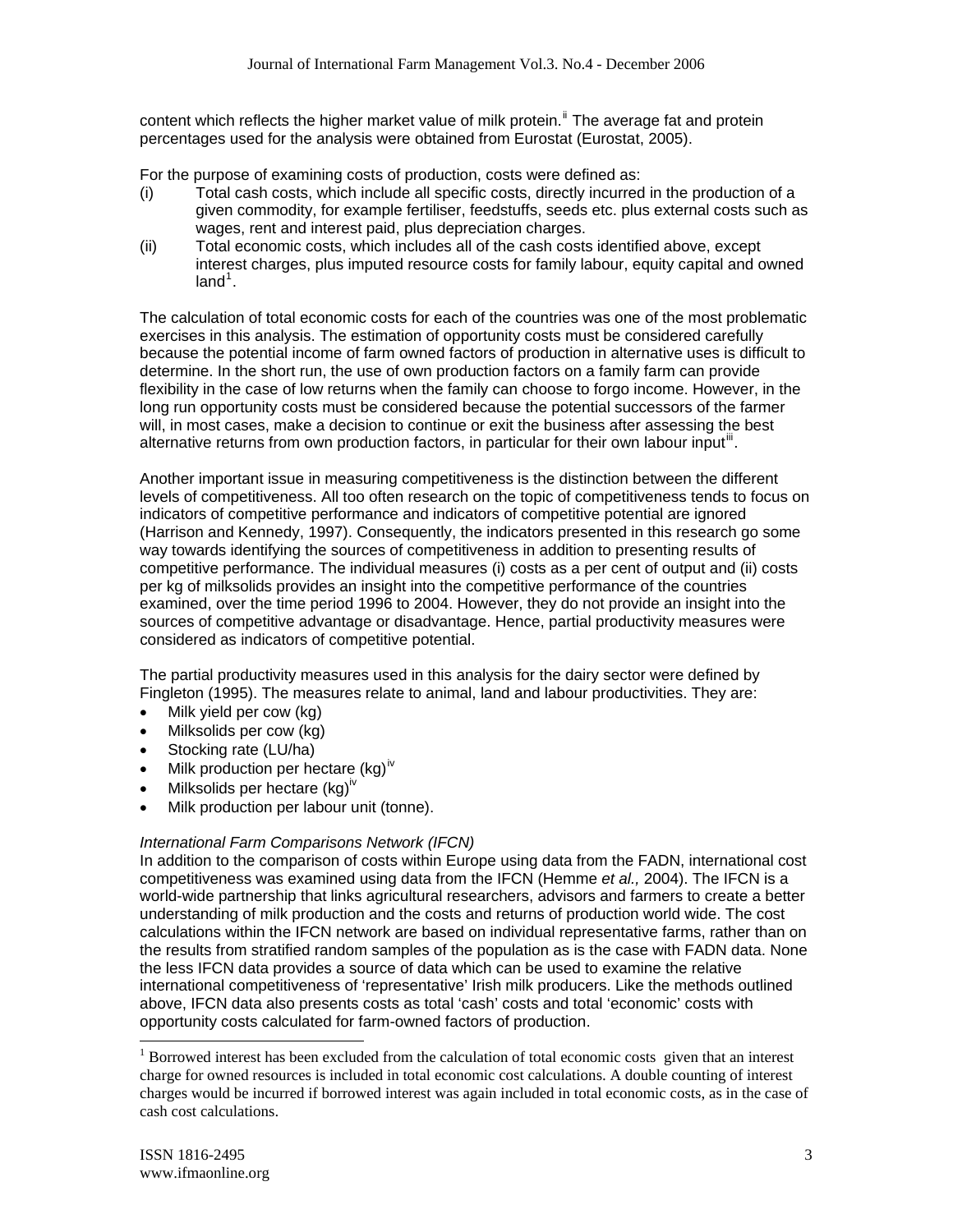content which reflects the higher market value of milk protein.[ii] The average fat and protein percentages used for the analysis were obtained from Eurostat (Eurostat, 2005).

For the purpose of examining costs of production, costs were defined as:

(i) Total cash costs, which include all specific costs, directly incurred in the production of a given commodity, for example fertiliser, feedstuffs, seeds etc. plus external costs such as wages, rent and interest paid, plus depreciation charges.

(ii) Total economic costs, which includes all of the cash costs identified above, except interest charges, plus imputed resource costs for family labour, equity capital and owned land[1].

The calculation of total economic costs for each of the countries was one of the most problematic exercises in this analysis. The estimation of opportunity costs must be considered carefully because the potential income of farm owned factors of production in alternative uses is difficult to determine. In the short run, the use of own production factors on a family farm can provide flexibility in the case of low returns when the family can choose to forgo income. However, in the long run opportunity costs must be considered because the potential successors of the farmer will, in most cases, make a decision to continue or exit the business after assessing the best alternative returns from own production factors, in particular for their own labour input[iii].

Another important issue in measuring competitiveness is the distinction between the different levels of competitiveness. All too often research on the topic of competitiveness tends to focus on indicators of competitive performance and indicators of competitive potential are ignored (Harrison and Kennedy, 1997). Consequently, the indicators presented in this research go some way towards identifying the sources of competitiveness in addition to presenting results of competitive performance. The individual measures (i) costs as a per cent of output and (ii) costs per kg of milksolids provides an insight into the competitive performance of the countries examined, over the time period 1996 to 2004. However, they do not provide an insight into the sources of competitive advantage or disadvantage. Hence, partial productivity measures were considered as indicators of competitive potential.

The partial productivity measures used in this analysis for the dairy sector were defined by Fingleton (1995). The measures relate to animal, land and labour productivities. They are:

- Milk yield per cow (kg)
- Milksolids per cow (kg)
- Stocking rate (LU/ha)
- Milk production per hectare (kg)[iv]
- Milksolids per hectare (kg)[iv]
- Milk production per labour unit (tonne).

*International Farm Comparisons Network (IFCN)*

In addition to the comparison of costs within Europe using data from the FADN, international cost competitiveness was examined using data from the IFCN (Hemme *et al.,* 2004). The IFCN is a world-wide partnership that links agricultural researchers, advisors and farmers to create a better understanding of milk production and the costs and returns of production world wide. The cost calculations within the IFCN network are based on individual representative farms, rather than on the results from stratified random samples of the population as is the case with FADN data. None the less IFCN data provides a source of data which can be used to examine the relative international competitiveness of 'representative' Irish milk producers. Like the methods outlined above, IFCN data also presents costs as total 'cash' costs and total 'economic' costs with opportunity costs calculated for farm-owned factors of production.

---

[1] Borrowed interest has been excluded from the calculation of total economic costs given that an interest charge for owned resources is included in total economic cost calculations. A double counting of interest charges would be incurred if borrowed interest was again included in total economic costs, as in the case of cash cost calculations.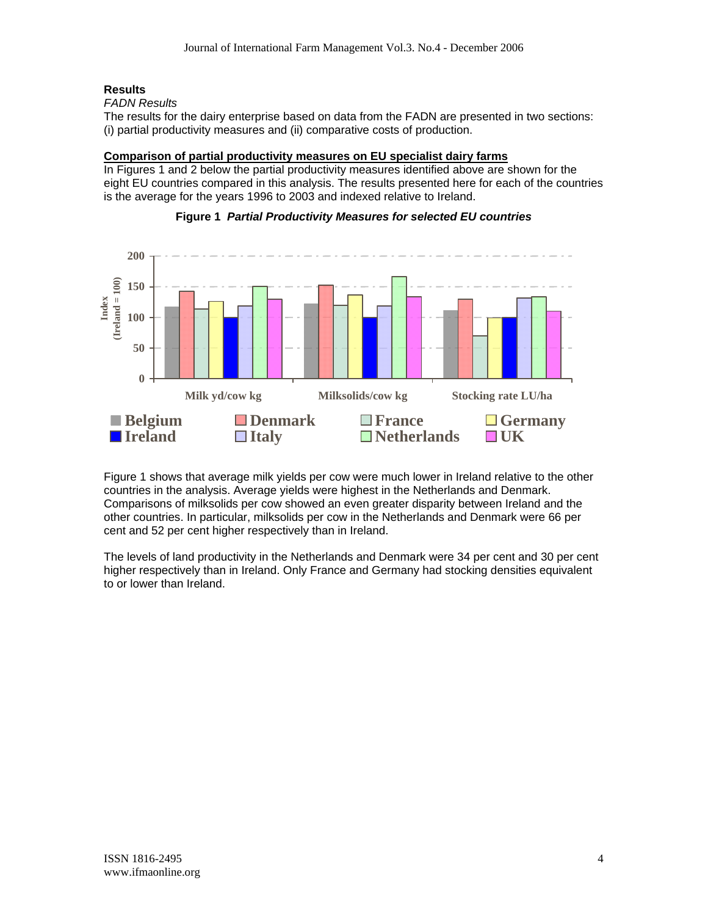## Results

*FADN Results*

The results for the dairy enterprise based on data from the FADN are presented in two sections: (i) partial productivity measures and (ii) comparative costs of production.

**Comparison of partial productivity measures on EU specialist dairy farms**

In Figures 1 and 2 below the partial productivity measures identified above are shown for the eight EU countries compared in this analysis. The results presented here for each of the countries is the average for the years 1996 to 2003 and indexed relative to Ireland.

**Figure 1** ***Partial Productivity Measures for selected EU countries***

Figure 1 shows that average milk yields per cow were much lower in Ireland relative to the other countries in the analysis. Average yields were highest in the Netherlands and Denmark. Comparisons of milksolids per cow showed an even greater disparity between Ireland and the other countries. In particular, milksolids per cow in the Netherlands and Denmark were 66 per cent and 52 per cent higher respectively than in Ireland.

The levels of land productivity in the Netherlands and Denmark were 34 per cent and 30 per cent higher respectively than in Ireland. Only France and Germany had stocking densities equivalent to or lower than Ireland.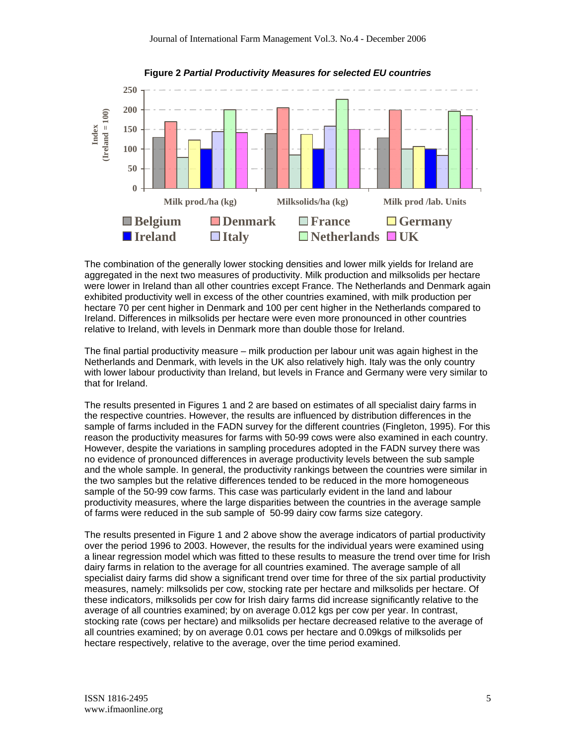**Figure 2** ***Partial Productivity Measures for selected EU countries***

The combination of the generally lower stocking densities and lower milk yields for Ireland are aggregated in the next two measures of productivity. Milk production and milksolids per hectare were lower in Ireland than all other countries except France. The Netherlands and Denmark again exhibited productivity well in excess of the other countries examined, with milk production per hectare 70 per cent higher in Denmark and 100 per cent higher in the Netherlands compared to Ireland. Differences in milksolids per hectare were even more pronounced in other countries relative to Ireland, with levels in Denmark more than double those for Ireland.

The final partial productivity measure – milk production per labour unit was again highest in the Netherlands and Denmark, with levels in the UK also relatively high. Italy was the only country with lower labour productivity than Ireland, but levels in France and Germany were very similar to that for Ireland.

The results presented in Figures 1 and 2 are based on estimates of all specialist dairy farms in the respective countries. However, the results are influenced by distribution differences in the sample of farms included in the FADN survey for the different countries (Fingleton, 1995). For this reason the productivity measures for farms with 50-99 cows were also examined in each country. However, despite the variations in sampling procedures adopted in the FADN survey there was no evidence of pronounced differences in average productivity levels between the sub sample and the whole sample. In general, the productivity rankings between the countries were similar in the two samples but the relative differences tended to be reduced in the more homogeneous sample of the 50-99 cow farms. This case was particularly evident in the land and labour productivity measures, where the large disparities between the countries in the average sample of farms were reduced in the sub sample of 50-99 dairy cow farms size category.

The results presented in Figure 1 and 2 above show the average indicators of partial productivity over the period 1996 to 2003. However, the results for the individual years were examined using a linear regression model which was fitted to these results to measure the trend over time for Irish dairy farms in relation to the average for all countries examined. The average sample of all specialist dairy farms did show a significant trend over time for three of the six partial productivity measures, namely: milksolids per cow, stocking rate per hectare and milksolids per hectare. Of these indicators, milksolids per cow for Irish dairy farms did increase significantly relative to the average of all countries examined; by on average 0.012 kgs per cow per year. In contrast, stocking rate (cows per hectare) and milksolids per hectare decreased relative to the average of all countries examined; by on average 0.01 cows per hectare and 0.09kgs of milksolids per hectare respectively, relative to the average, over the time period examined.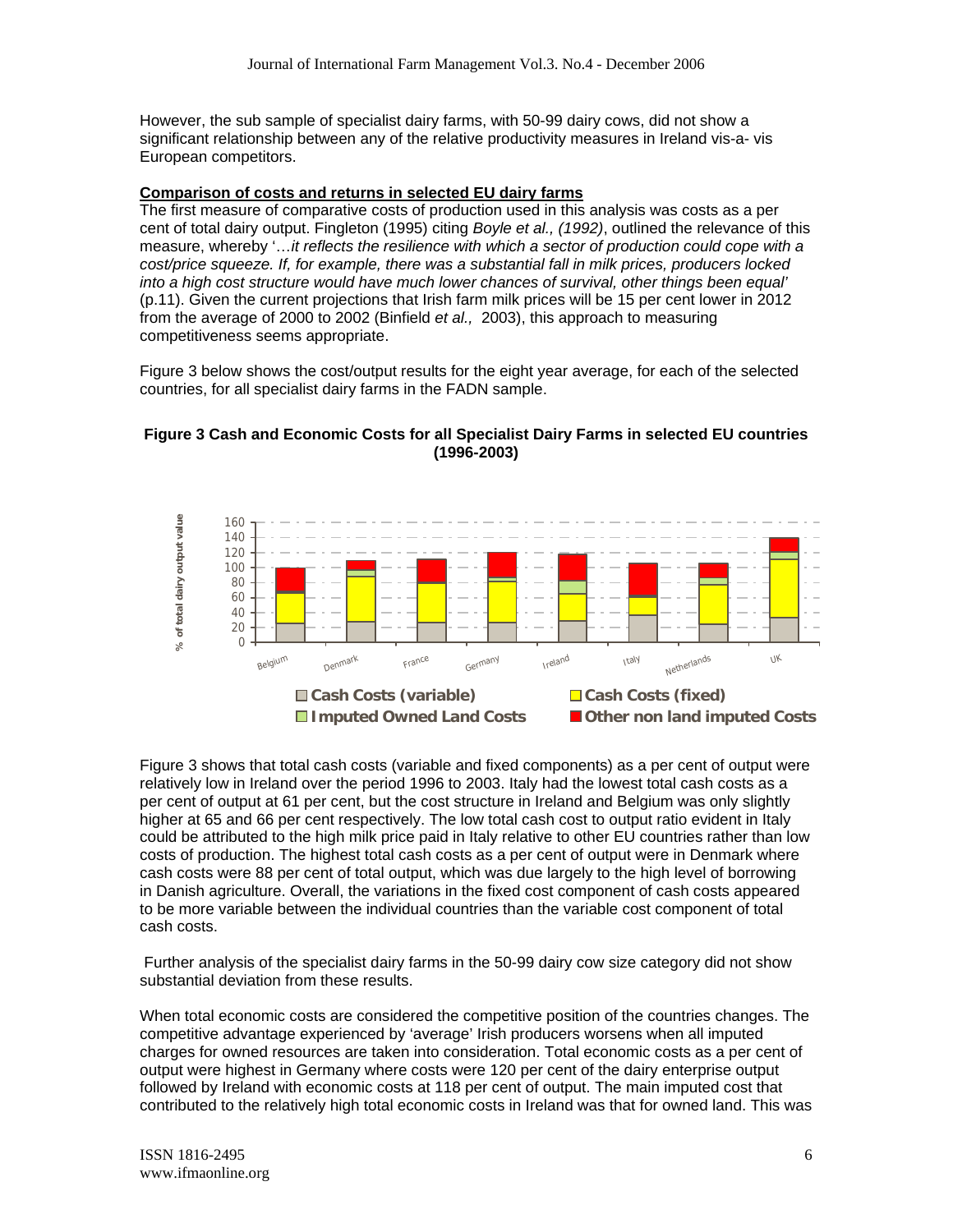However, the sub sample of specialist dairy farms, with 50-99 dairy cows, did not show a significant relationship between any of the relative productivity measures in Ireland vis-a- vis European competitors.

**Comparison of costs and returns in selected EU dairy farms**

The first measure of comparative costs of production used in this analysis was costs as a per cent of total dairy output. Fingleton (1995) citing *Boyle et al., (1992)*, outlined the relevance of this measure, whereby '…*it reflects the resilience with which a sector of production could cope with a cost/price squeeze. If, for example, there was a substantial fall in milk prices, producers locked into a high cost structure would have much lower chances of survival, other things been equal'* (p.11). Given the current projections that Irish farm milk prices will be 15 per cent lower in 2012 from the average of 2000 to 2002 (Binfield *et al.,* 2003), this approach to measuring competitiveness seems appropriate.

Figure 3 below shows the cost/output results for the eight year average, for each of the selected countries, for all specialist dairy farms in the FADN sample.

**Figure 3 Cash and Economic Costs for all Specialist Dairy Farms in selected EU countries (1996-2003)**

Figure 3 shows that total cash costs (variable and fixed components) as a per cent of output were relatively low in Ireland over the period 1996 to 2003. Italy had the lowest total cash costs as a per cent of output at 61 per cent, but the cost structure in Ireland and Belgium was only slightly higher at 65 and 66 per cent respectively. The low total cash cost to output ratio evident in Italy could be attributed to the high milk price paid in Italy relative to other EU countries rather than low costs of production. The highest total cash costs as a per cent of output were in Denmark where cash costs were 88 per cent of total output, which was due largely to the high level of borrowing in Danish agriculture. Overall, the variations in the fixed cost component of cash costs appeared to be more variable between the individual countries than the variable cost component of total cash costs.

Further analysis of the specialist dairy farms in the 50-99 dairy cow size category did not show substantial deviation from these results.

When total economic costs are considered the competitive position of the countries changes. The competitive advantage experienced by 'average' Irish producers worsens when all imputed charges for owned resources are taken into consideration. Total economic costs as a per cent of output were highest in Germany where costs were 120 per cent of the dairy enterprise output followed by Ireland with economic costs at 118 per cent of output. The main imputed cost that contributed to the relatively high total economic costs in Ireland was that for owned land. This was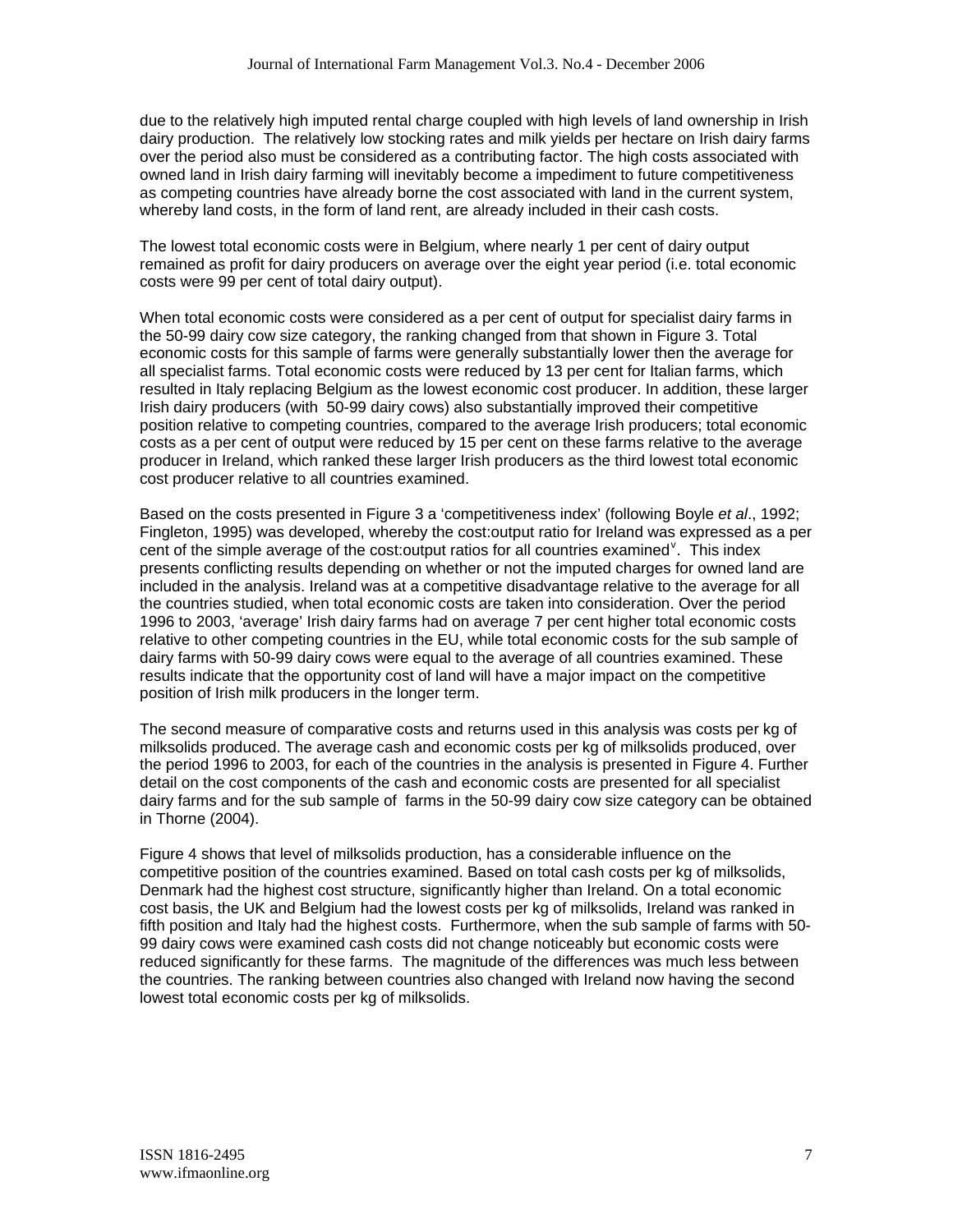due to the relatively high imputed rental charge coupled with high levels of land ownership in Irish dairy production. The relatively low stocking rates and milk yields per hectare on Irish dairy farms over the period also must be considered as a contributing factor. The high costs associated with owned land in Irish dairy farming will inevitably become a impediment to future competitiveness as competing countries have already borne the cost associated with land in the current system, whereby land costs, in the form of land rent, are already included in their cash costs.

The lowest total economic costs were in Belgium, where nearly 1 per cent of dairy output remained as profit for dairy producers on average over the eight year period (i.e. total economic costs were 99 per cent of total dairy output).

When total economic costs were considered as a per cent of output for specialist dairy farms in the 50-99 dairy cow size category, the ranking changed from that shown in Figure 3. Total economic costs for this sample of farms were generally substantially lower then the average for all specialist farms. Total economic costs were reduced by 13 per cent for Italian farms, which resulted in Italy replacing Belgium as the lowest economic cost producer. In addition, these larger Irish dairy producers (with 50-99 dairy cows) also substantially improved their competitive position relative to competing countries, compared to the average Irish producers; total economic costs as a per cent of output were reduced by 15 per cent on these farms relative to the average producer in Ireland, which ranked these larger Irish producers as the third lowest total economic cost producer relative to all countries examined.

Based on the costs presented in Figure 3 a 'competitiveness index' (following Boyle *et al*., 1992; Fingleton, 1995) was developed, whereby the cost:output ratio for Ireland was expressed as a per cent of the simple average of the cost:output ratios for all countries examined[v]. This index presents conflicting results depending on whether or not the imputed charges for owned land are included in the analysis. Ireland was at a competitive disadvantage relative to the average for all the countries studied, when total economic costs are taken into consideration. Over the period 1996 to 2003, 'average' Irish dairy farms had on average 7 per cent higher total economic costs relative to other competing countries in the EU, while total economic costs for the sub sample of dairy farms with 50-99 dairy cows were equal to the average of all countries examined. These results indicate that the opportunity cost of land will have a major impact on the competitive position of Irish milk producers in the longer term.

The second measure of comparative costs and returns used in this analysis was costs per kg of milksolids produced. The average cash and economic costs per kg of milksolids produced, over the period 1996 to 2003, for each of the countries in the analysis is presented in Figure 4. Further detail on the cost components of the cash and economic costs are presented for all specialist dairy farms and for the sub sample of farms in the 50-99 dairy cow size category can be obtained in Thorne (2004).

Figure 4 shows that level of milksolids production, has a considerable influence on the competitive position of the countries examined. Based on total cash costs per kg of milksolids, Denmark had the highest cost structure, significantly higher than Ireland. On a total economic cost basis, the UK and Belgium had the lowest costs per kg of milksolids, Ireland was ranked in fifth position and Italy had the highest costs. Furthermore, when the sub sample of farms with 50-99 dairy cows were examined cash costs did not change noticeably but economic costs were reduced significantly for these farms. The magnitude of the differences was much less between the countries. The ranking between countries also changed with Ireland now having the second lowest total economic costs per kg of milksolids.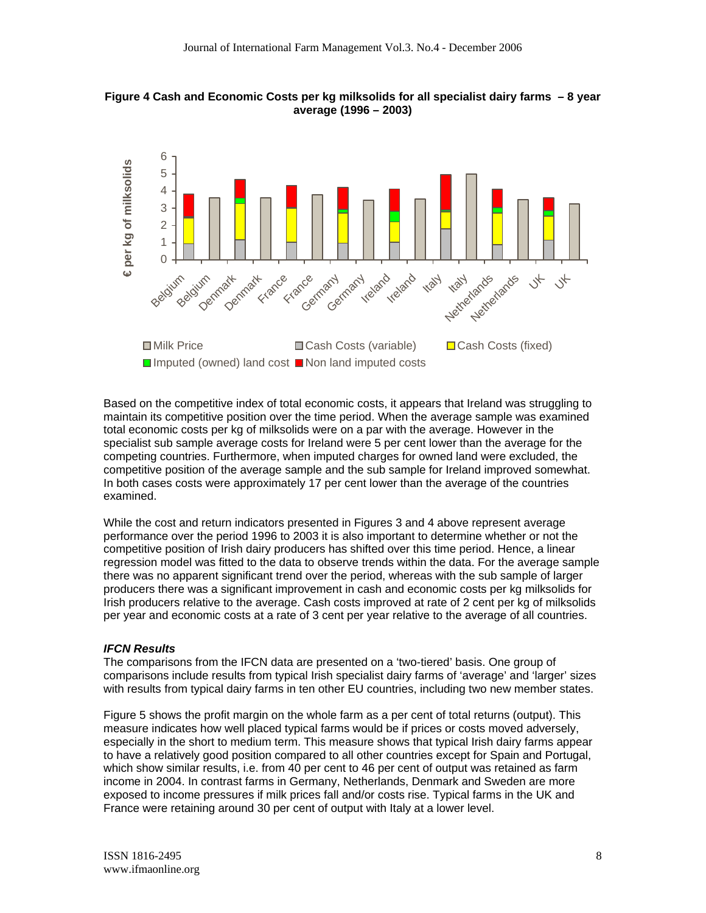**Figure 4 Cash and Economic Costs per kg milksolids for all specialist dairy farms – 8 year average (1996 – 2003)**

Based on the competitive index of total economic costs, it appears that Ireland was struggling to maintain its competitive position over the time period. When the average sample was examined total economic costs per kg of milksolids were on a par with the average. However in the specialist sub sample average costs for Ireland were 5 per cent lower than the average for the competing countries. Furthermore, when imputed charges for owned land were excluded, the competitive position of the average sample and the sub sample for Ireland improved somewhat. In both cases costs were approximately 17 per cent lower than the average of the countries examined.

While the cost and return indicators presented in Figures 3 and 4 above represent average performance over the period 1996 to 2003 it is also important to determine whether or not the competitive position of Irish dairy producers has shifted over this time period. Hence, a linear regression model was fitted to the data to observe trends within the data. For the average sample there was no apparent significant trend over the period, whereas with the sub sample of larger producers there was a significant improvement in cash and economic costs per kg milksolids for Irish producers relative to the average. Cash costs improved at rate of 2 cent per kg of milksolids per year and economic costs at a rate of 3 cent per year relative to the average of all countries.

***IFCN Results***

The comparisons from the IFCN data are presented on a 'two-tiered' basis. One group of comparisons include results from typical Irish specialist dairy farms of 'average' and 'larger' sizes with results from typical dairy farms in ten other EU countries, including two new member states.

Figure 5 shows the profit margin on the whole farm as a per cent of total returns (output). This measure indicates how well placed typical farms would be if prices or costs moved adversely, especially in the short to medium term. This measure shows that typical Irish dairy farms appear to have a relatively good position compared to all other countries except for Spain and Portugal, which show similar results, i.e. from 40 per cent to 46 per cent of output was retained as farm income in 2004. In contrast farms in Germany, Netherlands, Denmark and Sweden are more exposed to income pressures if milk prices fall and/or costs rise. Typical farms in the UK and France were retaining around 30 per cent of output with Italy at a lower level.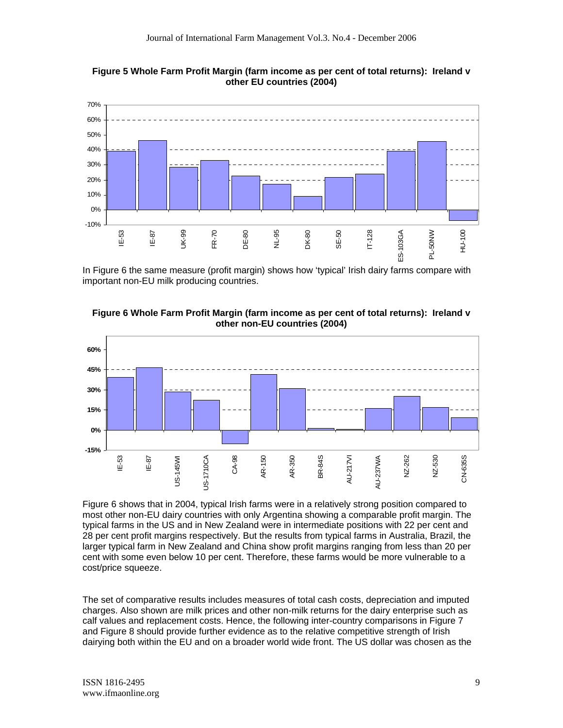**Figure 5 Whole Farm Profit Margin (farm income as per cent of total returns): Ireland v other EU countries (2004)**

In Figure 6 the same measure (profit margin) shows how 'typical' Irish dairy farms compare with important non-EU milk producing countries.

**Figure 6 Whole Farm Profit Margin (farm income as per cent of total returns): Ireland v other non-EU countries (2004)**

Figure 6 shows that in 2004, typical Irish farms were in a relatively strong position compared to most other non-EU dairy countries with only Argentina showing a comparable profit margin. The typical farms in the US and in New Zealand were in intermediate positions with 22 per cent and 28 per cent profit margins respectively. But the results from typical farms in Australia, Brazil, the larger typical farm in New Zealand and China show profit margins ranging from less than 20 per cent with some even below 10 per cent. Therefore, these farms would be more vulnerable to a cost/price squeeze.

The set of comparative results includes measures of total cash costs, depreciation and imputed charges. Also shown are milk prices and other non-milk returns for the dairy enterprise such as calf values and replacement costs. Hence, the following inter-country comparisons in Figure 7 and Figure 8 should provide further evidence as to the relative competitive strength of Irish dairying both within the EU and on a broader world wide front. The US dollar was chosen as the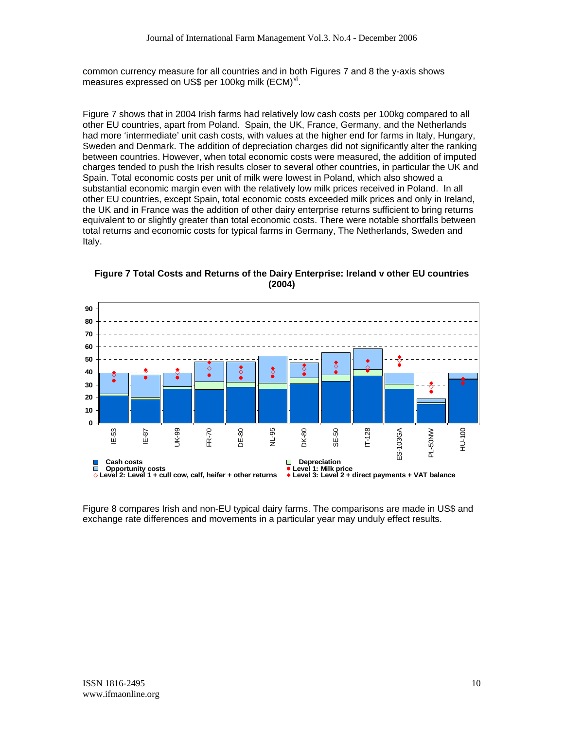common currency measure for all countries and in both Figures 7 and 8 the y-axis shows measures expressed on US$ per 100kg milk (ECM)[vi].

Figure 7 shows that in 2004 Irish farms had relatively low cash costs per 100kg compared to all other EU countries, apart from Poland. Spain, the UK, France, Germany, and the Netherlands had more 'intermediate' unit cash costs, with values at the higher end for farms in Italy, Hungary, Sweden and Denmark. The addition of depreciation charges did not significantly alter the ranking between countries. However, when total economic costs were measured, the addition of imputed charges tended to push the Irish results closer to several other countries, in particular the UK and Spain. Total economic costs per unit of milk were lowest in Poland, which also showed a substantial economic margin even with the relatively low milk prices received in Poland. In all other EU countries, except Spain, total economic costs exceeded milk prices and only in Ireland, the UK and in France was the addition of other dairy enterprise returns sufficient to bring returns equivalent to or slightly greater than total economic costs. There were notable shortfalls between total returns and economic costs for typical farms in Germany, The Netherlands, Sweden and Italy.

**Figure 7 Total Costs and Returns of the Dairy Enterprise: Ireland v other EU countries (2004)**

Figure 8 compares Irish and non-EU typical dairy farms. The comparisons are made in US$ and exchange rate differences and movements in a particular year may unduly effect results.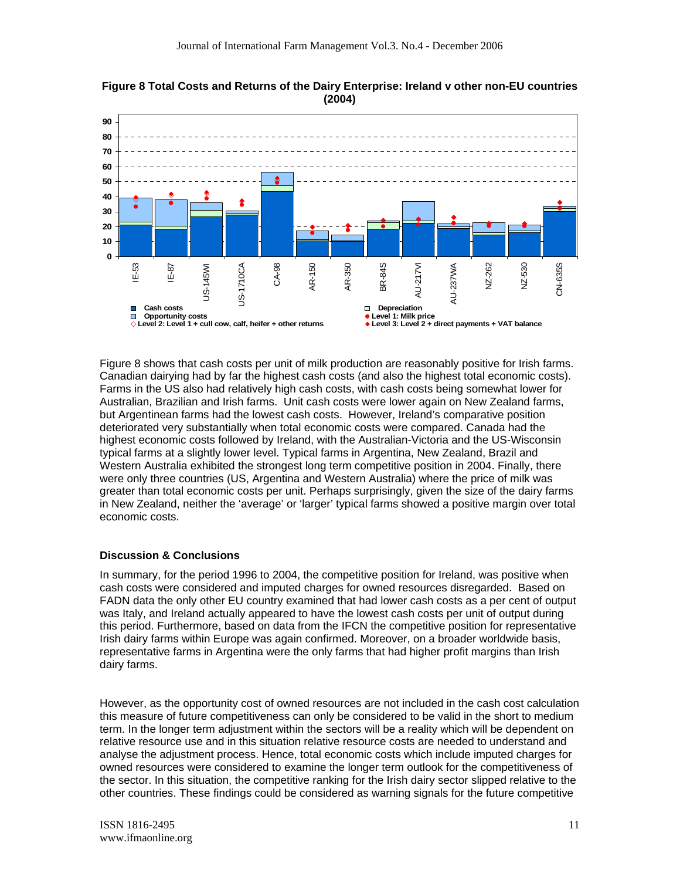**Figure 8 Total Costs and Returns of the Dairy Enterprise: Ireland v other non-EU countries (2004)**

Figure 8 shows that cash costs per unit of milk production are reasonably positive for Irish farms. Canadian dairying had by far the highest cash costs (and also the highest total economic costs). Farms in the US also had relatively high cash costs, with cash costs being somewhat lower for Australian, Brazilian and Irish farms. Unit cash costs were lower again on New Zealand farms, but Argentinean farms had the lowest cash costs. However, Ireland's comparative position deteriorated very substantially when total economic costs were compared. Canada had the highest economic costs followed by Ireland, with the Australian-Victoria and the US-Wisconsin typical farms at a slightly lower level. Typical farms in Argentina, New Zealand, Brazil and Western Australia exhibited the strongest long term competitive position in 2004. Finally, there were only three countries (US, Argentina and Western Australia) where the price of milk was greater than total economic costs per unit. Perhaps surprisingly, given the size of the dairy farms in New Zealand, neither the 'average' or 'larger' typical farms showed a positive margin over total economic costs.

## Discussion & Conclusions

In summary, for the period 1996 to 2004, the competitive position for Ireland, was positive when cash costs were considered and imputed charges for owned resources disregarded. Based on FADN data the only other EU country examined that had lower cash costs as a per cent of output was Italy, and Ireland actually appeared to have the lowest cash costs per unit of output during this period. Furthermore, based on data from the IFCN the competitive position for representative Irish dairy farms within Europe was again confirmed. Moreover, on a broader worldwide basis, representative farms in Argentina were the only farms that had higher profit margins than Irish dairy farms.

However, as the opportunity cost of owned resources are not included in the cash cost calculation this measure of future competitiveness can only be considered to be valid in the short to medium term. In the longer term adjustment within the sectors will be a reality which will be dependent on relative resource use and in this situation relative resource costs are needed to understand and analyse the adjustment process. Hence, total economic costs which include imputed charges for owned resources were considered to examine the longer term outlook for the competitiveness of the sector. In this situation, the competitive ranking for the Irish dairy sector slipped relative to the other countries. These findings could be considered as warning signals for the future competitive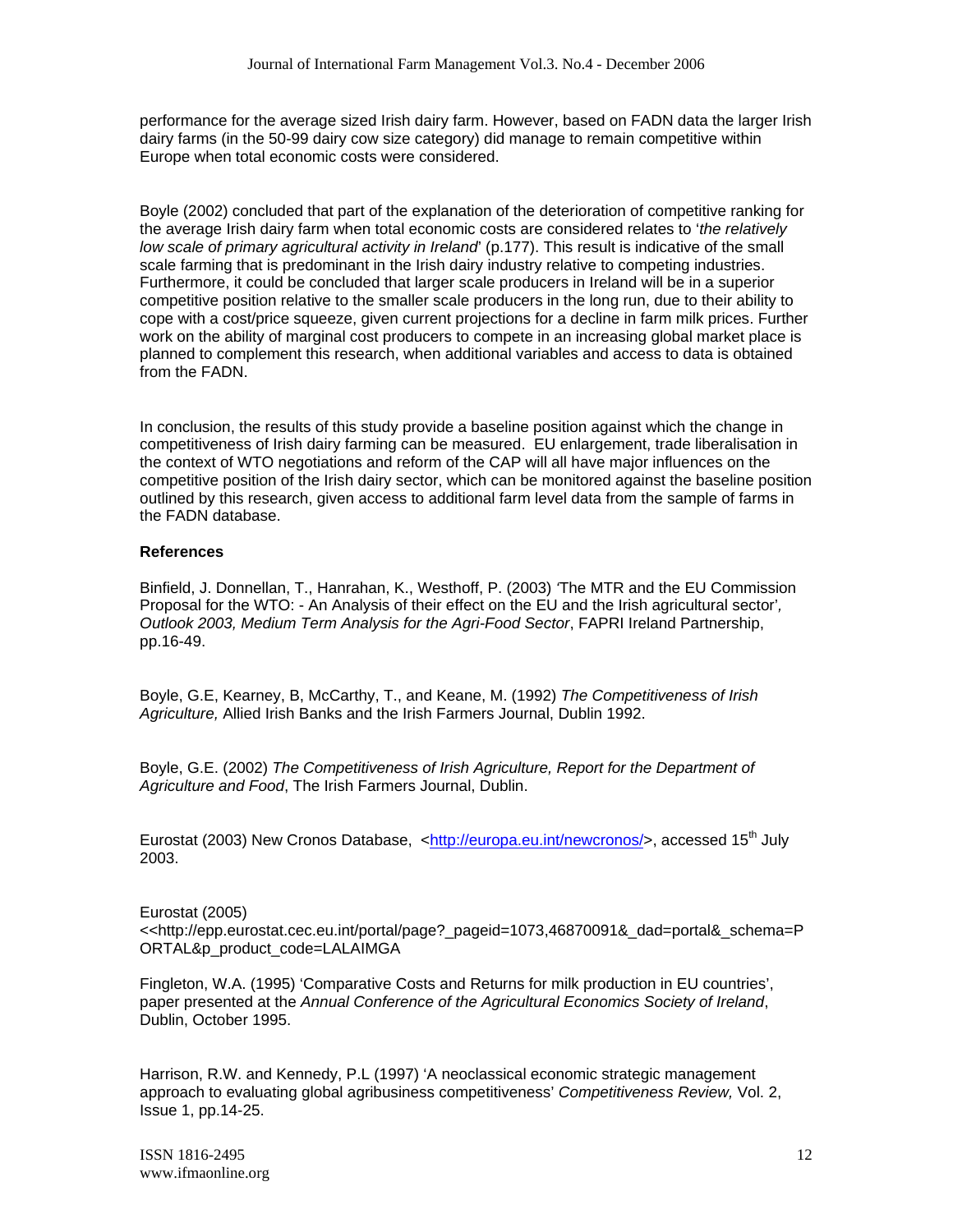performance for the average sized Irish dairy farm. However, based on FADN data the larger Irish dairy farms (in the 50-99 dairy cow size category) did manage to remain competitive within Europe when total economic costs were considered.

Boyle (2002) concluded that part of the explanation of the deterioration of competitive ranking for the average Irish dairy farm when total economic costs are considered relates to '*the relatively low scale of primary agricultural activity in Ireland*' (p.177). This result is indicative of the small scale farming that is predominant in the Irish dairy industry relative to competing industries. Furthermore, it could be concluded that larger scale producers in Ireland will be in a superior competitive position relative to the smaller scale producers in the long run, due to their ability to cope with a cost/price squeeze, given current projections for a decline in farm milk prices. Further work on the ability of marginal cost producers to compete in an increasing global market place is planned to complement this research, when additional variables and access to data is obtained from the FADN.

In conclusion, the results of this study provide a baseline position against which the change in competitiveness of Irish dairy farming can be measured. EU enlargement, trade liberalisation in the context of WTO negotiations and reform of the CAP will all have major influences on the competitive position of the Irish dairy sector, which can be monitored against the baseline position outlined by this research, given access to additional farm level data from the sample of farms in the FADN database.

**References**

Binfield, J. Donnellan, T., Hanrahan, K., Westhoff, P. (2003) 'The MTR and the EU Commission Proposal for the WTO: - An Analysis of their effect on the EU and the Irish agricultural sector', *Outlook 2003, Medium Term Analysis for the Agri-Food Sector*, FAPRI Ireland Partnership, pp.16-49.

Boyle, G.E, Kearney, B, McCarthy, T., and Keane, M. (1992) *The Competitiveness of Irish Agriculture,* Allied Irish Banks and the Irish Farmers Journal, Dublin 1992.

Boyle, G.E. (2002) *The Competitiveness of Irish Agriculture, Report for the Department of Agriculture and Food*, The Irish Farmers Journal, Dublin.

Eurostat (2003) New Cronos Database, <http://europa.eu.int/newcronos/>, accessed 15th July 2003.

Eurostat (2005)
<<http://epp.eurostat.cec.eu.int/portal/page?_pageid=1073,46870091&_dad=portal&_schema=PORTAL&p_product_code=LALAIMGA

Fingleton, W.A. (1995) 'Comparative Costs and Returns for milk production in EU countries', paper presented at the *Annual Conference of the Agricultural Economics Society of Ireland*, Dublin, October 1995.

Harrison, R.W. and Kennedy, P.L (1997) 'A neoclassical economic strategic management approach to evaluating global agribusiness competitiveness' *Competitiveness Review,* Vol. 2, Issue 1, pp.14-25.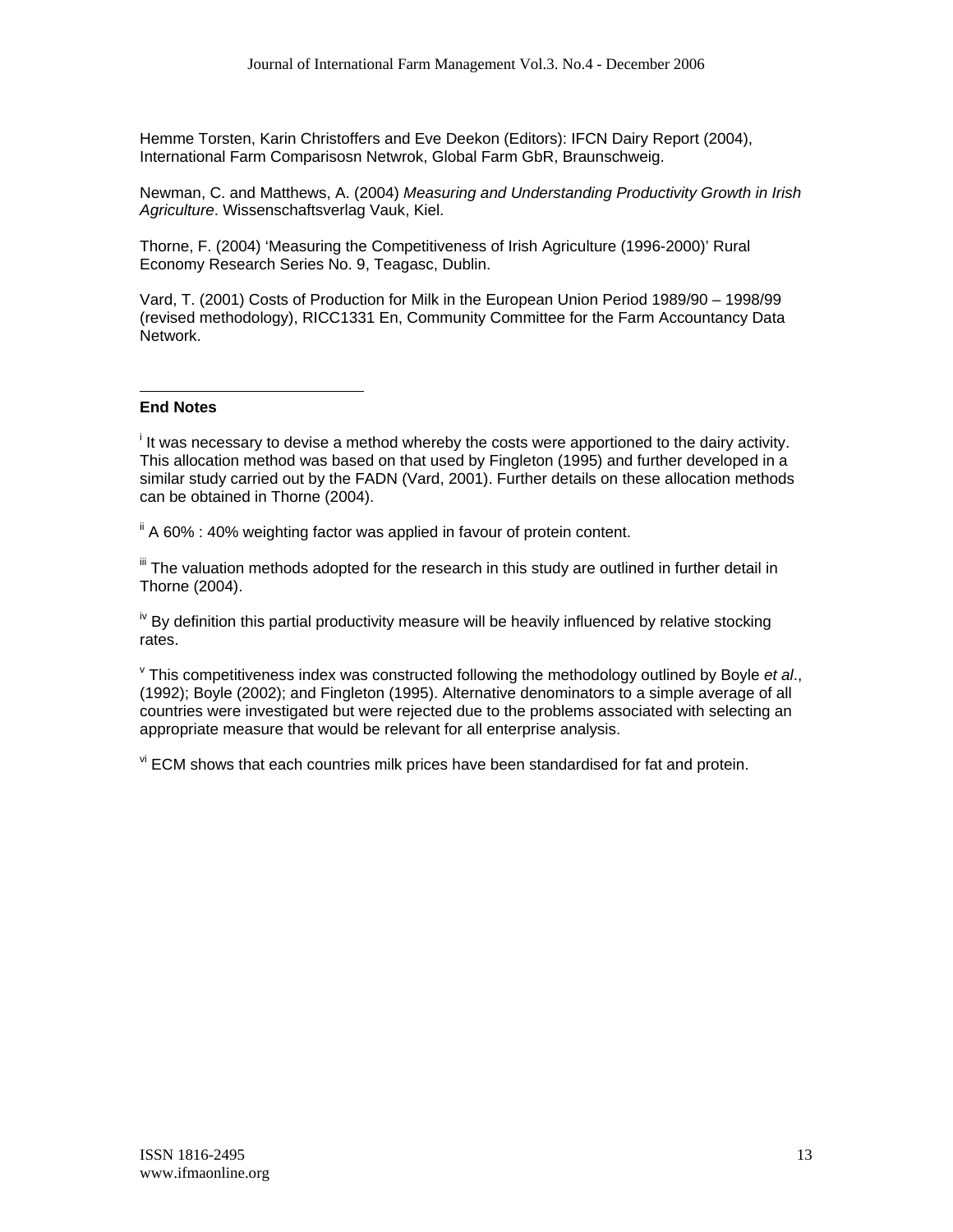Hemme Torsten, Karin Christoffers and Eve Deekon (Editors): IFCN Dairy Report (2004), International Farm Comparisosn Netwrok, Global Farm GbR, Braunschweig.

Newman, C. and Matthews, A. (2004) *Measuring and Understanding Productivity Growth in Irish Agriculture*. Wissenschaftsverlag Vauk, Kiel.

Thorne, F. (2004) 'Measuring the Competitiveness of Irish Agriculture (1996-2000)' Rural Economy Research Series No. 9, Teagasc, Dublin.

Vard, T. (2001) Costs of Production for Milk in the European Union Period 1989/90 – 1998/99 (revised methodology), RICC1331 En, Community Committee for the Farm Accountancy Data Network.

**End Notes**

[i] It was necessary to devise a method whereby the costs were apportioned to the dairy activity. This allocation method was based on that used by Fingleton (1995) and further developed in a similar study carried out by the FADN (Vard, 2001). Further details on these allocation methods can be obtained in Thorne (2004).

[ii] A 60% : 40% weighting factor was applied in favour of protein content.

[iii] The valuation methods adopted for the research in this study are outlined in further detail in Thorne (2004).

[iv] By definition this partial productivity measure will be heavily influenced by relative stocking rates.

[v] This competitiveness index was constructed following the methodology outlined by Boyle *et al*., (1992); Boyle (2002); and Fingleton (1995). Alternative denominators to a simple average of all countries were investigated but were rejected due to the problems associated with selecting an appropriate measure that would be relevant for all enterprise analysis.

[vi] ECM shows that each countries milk prices have been standardised for fat and protein.